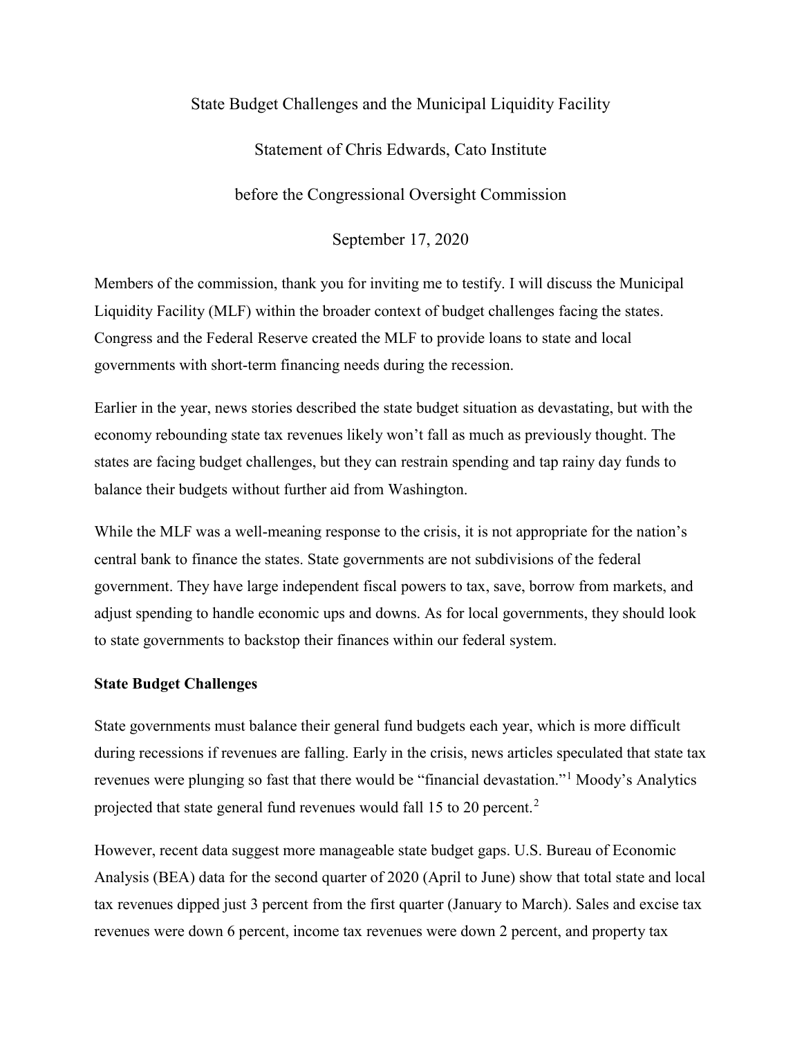# State Budget Challenges and the Municipal Liquidity Facility

Statement of Chris Edwards, Cato Institute

before the Congressional Oversight Commission

September 17, 2020

Members of the commission, thank you for inviting me to testify. I will discuss the Municipal Liquidity Facility (MLF) within the broader context of budget challenges facing the states. Congress and the Federal Reserve created the MLF to provide loans to state and local governments with short-term financing needs during the recession.

Earlier in the year, news stories described the state budget situation as devastating, but with the economy rebounding state tax revenues likely won't fall as much as previously thought. The states are facing budget challenges, but they can restrain spending and tap rainy day funds to balance their budgets without further aid from Washington.

While the MLF was a well-meaning response to the crisis, it is not appropriate for the nation's central bank to finance the states. State governments are not subdivisions of the federal government. They have large independent fiscal powers to tax, save, borrow from markets, and adjust spending to handle economic ups and downs. As for local governments, they should look to state governments to backstop their finances within our federal system.

## State Budget Challenges

State governments must balance their general fund budgets each year, which is more difficult during recessions if revenues are falling. Early in the crisis, news articles speculated that state tax revenues were plunging so fast that there would be "financial devastation."[1] Moody's Analytics projected that state general fund revenues would fall 15 to 20 percent.[2]

However, recent data suggest more manageable state budget gaps. U.S. Bureau of Economic Analysis (BEA) data for the second quarter of 2020 (April to June) show that total state and local tax revenues dipped just 3 percent from the first quarter (January to March). Sales and excise tax revenues were down 6 percent, income tax revenues were down 2 percent, and property tax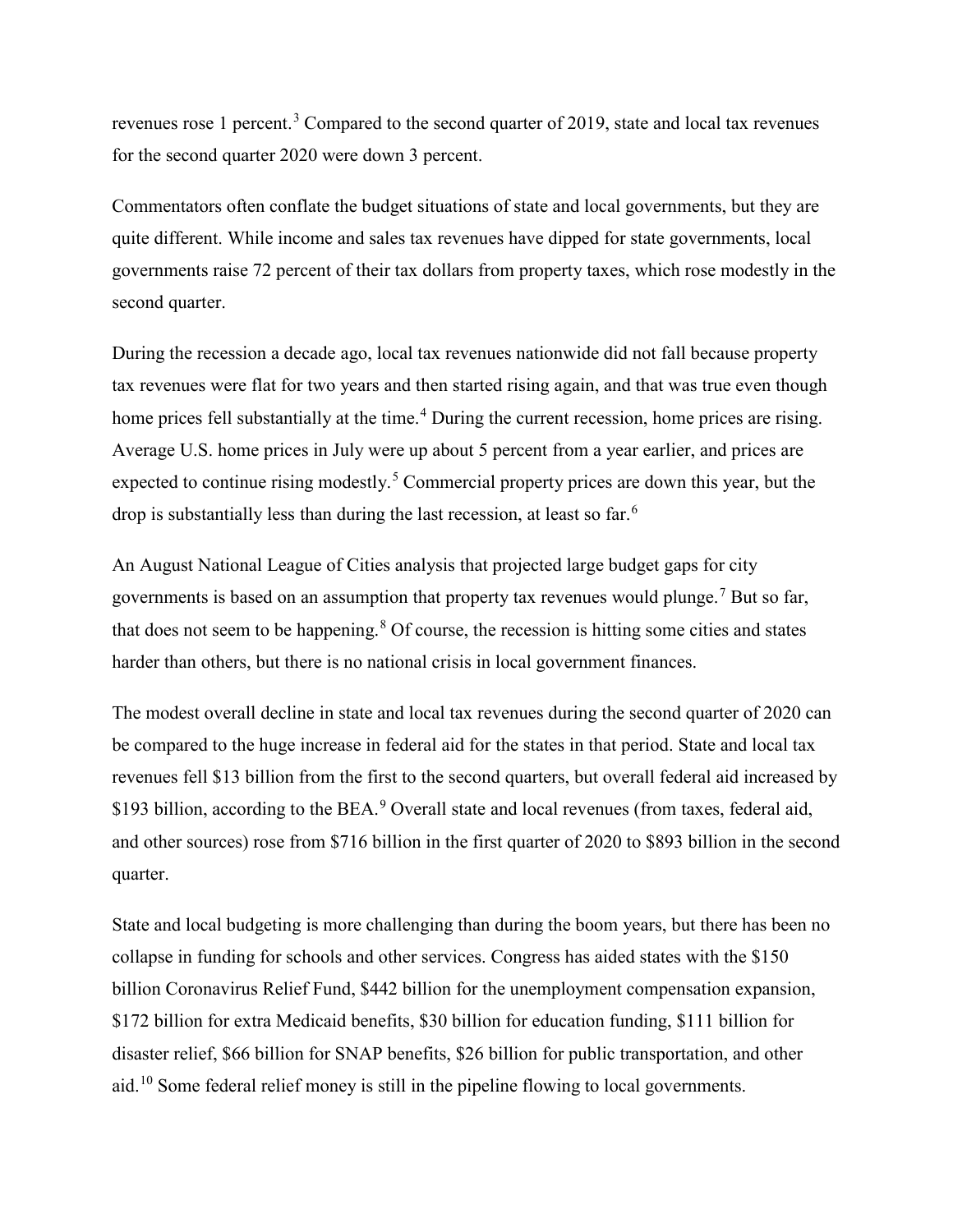revenues rose 1 percent.[3] Compared to the second quarter of 2019, state and local tax revenues for the second quarter 2020 were down 3 percent.

Commentators often conflate the budget situations of state and local governments, but they are quite different. While income and sales tax revenues have dipped for state governments, local governments raise 72 percent of their tax dollars from property taxes, which rose modestly in the second quarter.

During the recession a decade ago, local tax revenues nationwide did not fall because property tax revenues were flat for two years and then started rising again, and that was true even though home prices fell substantially at the time.[4] During the current recession, home prices are rising. Average U.S. home prices in July were up about 5 percent from a year earlier, and prices are expected to continue rising modestly.[5] Commercial property prices are down this year, but the drop is substantially less than during the last recession, at least so far.[6]

An August National League of Cities analysis that projected large budget gaps for city governments is based on an assumption that property tax revenues would plunge.[7] But so far, that does not seem to be happening.[8] Of course, the recession is hitting some cities and states harder than others, but there is no national crisis in local government finances.

The modest overall decline in state and local tax revenues during the second quarter of 2020 can be compared to the huge increase in federal aid for the states in that period. State and local tax revenues fell $13 billion from the first to the second quarters, but overall federal aid increased by $193 billion, according to the BEA.[9] Overall state and local revenues (from taxes, federal aid, and other sources) rose from $716 billion in the first quarter of 2020 to $893 billion in the second quarter.

State and local budgeting is more challenging than during the boom years, but there has been no collapse in funding for schools and other services. Congress has aided states with the $150 billion Coronavirus Relief Fund, $442 billion for the unemployment compensation expansion, $172 billion for extra Medicaid benefits, $30 billion for education funding, $111 billion for disaster relief, $66 billion for SNAP benefits, $26 billion for public transportation, and other aid.[10] Some federal relief money is still in the pipeline flowing to local governments.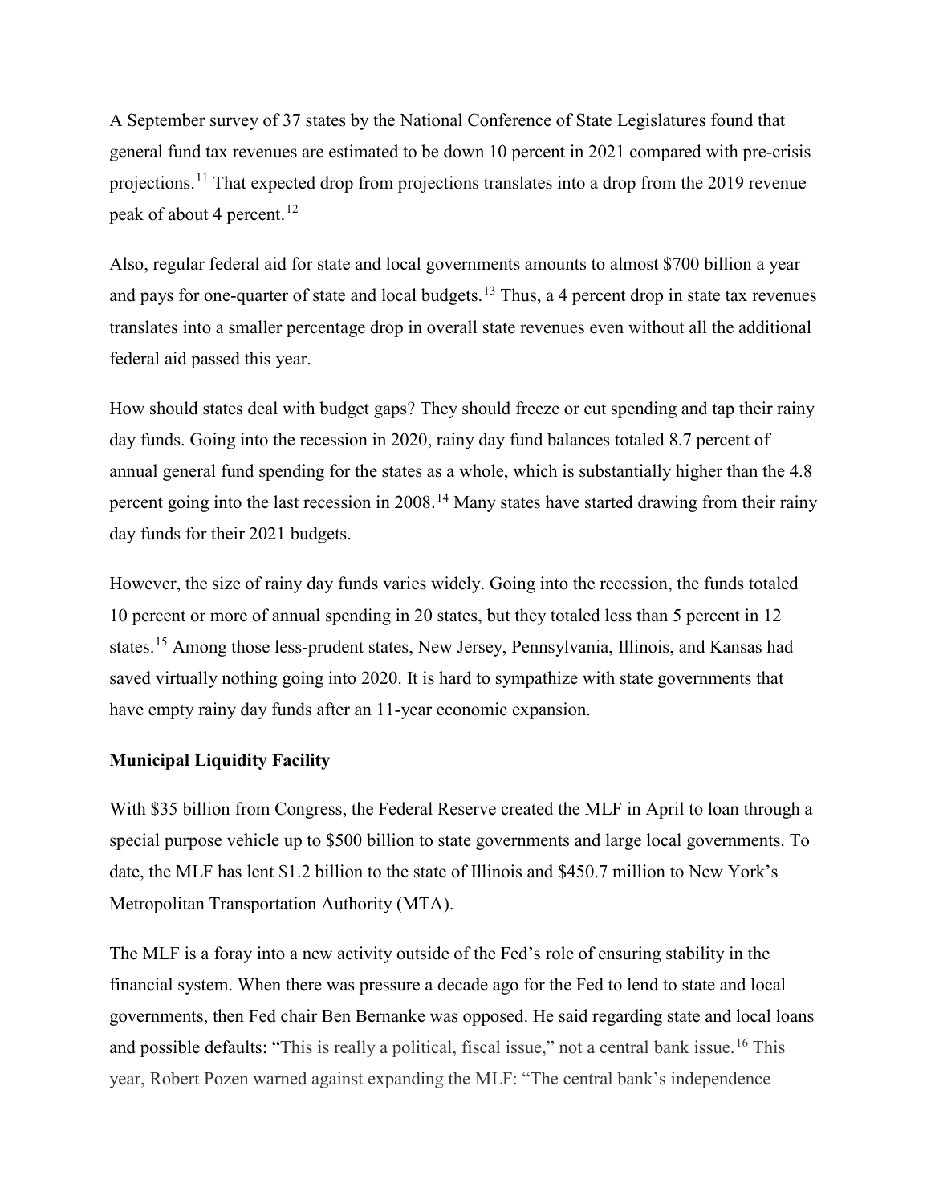A September survey of 37 states by the National Conference of State Legislatures found that general fund tax revenues are estimated to be down 10 percent in 2021 compared with pre-crisis projections.[11] That expected drop from projections translates into a drop from the 2019 revenue peak of about 4 percent.[12]

Also, regular federal aid for state and local governments amounts to almost $700 billion a year and pays for one-quarter of state and local budgets.[13] Thus, a 4 percent drop in state tax revenues translates into a smaller percentage drop in overall state revenues even without all the additional federal aid passed this year.

How should states deal with budget gaps? They should freeze or cut spending and tap their rainy day funds. Going into the recession in 2020, rainy day fund balances totaled 8.7 percent of annual general fund spending for the states as a whole, which is substantially higher than the 4.8 percent going into the last recession in 2008.[14] Many states have started drawing from their rainy day funds for their 2021 budgets.

However, the size of rainy day funds varies widely. Going into the recession, the funds totaled 10 percent or more of annual spending in 20 states, but they totaled less than 5 percent in 12 states.[15] Among those less-prudent states, New Jersey, Pennsylvania, Illinois, and Kansas had saved virtually nothing going into 2020. It is hard to sympathize with state governments that have empty rainy day funds after an 11-year economic expansion.

**Municipal Liquidity Facility**

With $35 billion from Congress, the Federal Reserve created the MLF in April to loan through a special purpose vehicle up to $500 billion to state governments and large local governments. To date, the MLF has lent $1.2 billion to the state of Illinois and $450.7 million to New York's Metropolitan Transportation Authority (MTA).

The MLF is a foray into a new activity outside of the Fed's role of ensuring stability in the financial system. When there was pressure a decade ago for the Fed to lend to state and local governments, then Fed chair Ben Bernanke was opposed. He said regarding state and local loans and possible defaults: "This is really a political, fiscal issue," not a central bank issue.[16] This year, Robert Pozen warned against expanding the MLF: "The central bank's independence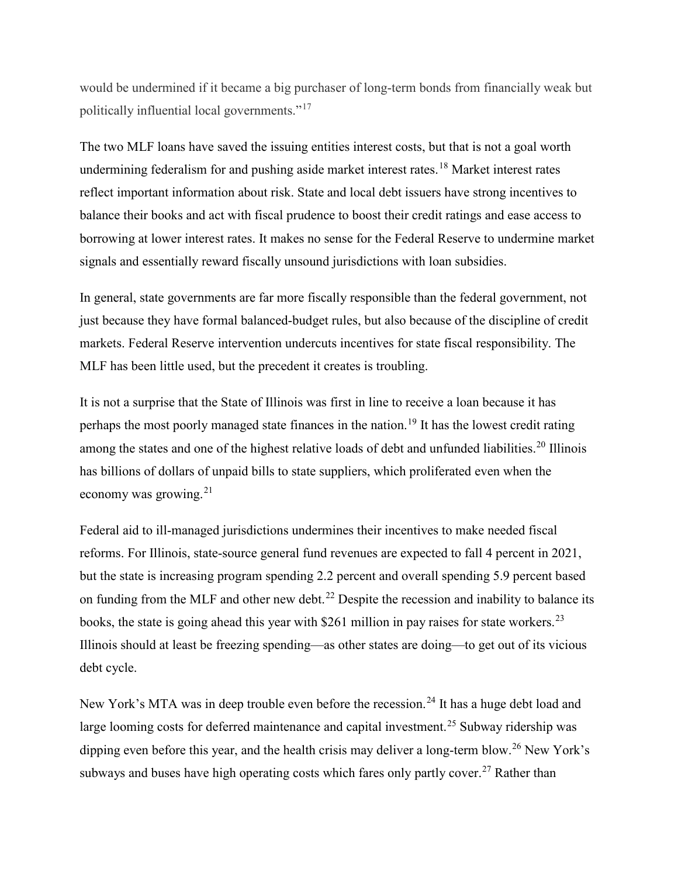would be undermined if it became a big purchaser of long-term bonds from financially weak but politically influential local governments."[17]

The two MLF loans have saved the issuing entities interest costs, but that is not a goal worth undermining federalism for and pushing aside market interest rates.[18] Market interest rates reflect important information about risk. State and local debt issuers have strong incentives to balance their books and act with fiscal prudence to boost their credit ratings and ease access to borrowing at lower interest rates. It makes no sense for the Federal Reserve to undermine market signals and essentially reward fiscally unsound jurisdictions with loan subsidies.

In general, state governments are far more fiscally responsible than the federal government, not just because they have formal balanced-budget rules, but also because of the discipline of credit markets. Federal Reserve intervention undercuts incentives for state fiscal responsibility. The MLF has been little used, but the precedent it creates is troubling.

It is not a surprise that the State of Illinois was first in line to receive a loan because it has perhaps the most poorly managed state finances in the nation.[19] It has the lowest credit rating among the states and one of the highest relative loads of debt and unfunded liabilities.[20] Illinois has billions of dollars of unpaid bills to state suppliers, which proliferated even when the economy was growing.[21]

Federal aid to ill-managed jurisdictions undermines their incentives to make needed fiscal reforms. For Illinois, state-source general fund revenues are expected to fall 4 percent in 2021, but the state is increasing program spending 2.2 percent and overall spending 5.9 percent based on funding from the MLF and other new debt.[22] Despite the recession and inability to balance its books, the state is going ahead this year with $261 million in pay raises for state workers.[23] Illinois should at least be freezing spending—as other states are doing—to get out of its vicious debt cycle.

New York's MTA was in deep trouble even before the recession.[24] It has a huge debt load and large looming costs for deferred maintenance and capital investment.[25] Subway ridership was dipping even before this year, and the health crisis may deliver a long-term blow.[26] New York's subways and buses have high operating costs which fares only partly cover.[27] Rather than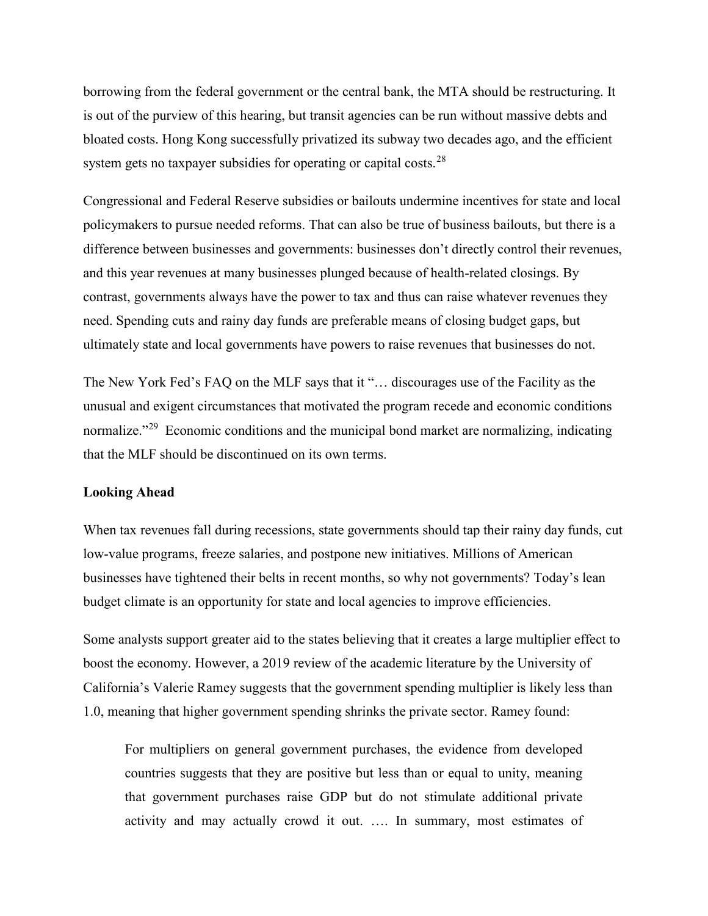borrowing from the federal government or the central bank, the MTA should be restructuring. It is out of the purview of this hearing, but transit agencies can be run without massive debts and bloated costs. Hong Kong successfully privatized its subway two decades ago, and the efficient system gets no taxpayer subsidies for operating or capital costs.[28]

Congressional and Federal Reserve subsidies or bailouts undermine incentives for state and local policymakers to pursue needed reforms. That can also be true of business bailouts, but there is a difference between businesses and governments: businesses don't directly control their revenues, and this year revenues at many businesses plunged because of health-related closings. By contrast, governments always have the power to tax and thus can raise whatever revenues they need. Spending cuts and rainy day funds are preferable means of closing budget gaps, but ultimately state and local governments have powers to raise revenues that businesses do not.

The New York Fed's FAQ on the MLF says that it "… discourages use of the Facility as the unusual and exigent circumstances that motivated the program recede and economic conditions normalize."[29] Economic conditions and the municipal bond market are normalizing, indicating that the MLF should be discontinued on its own terms.

**Looking Ahead**

When tax revenues fall during recessions, state governments should tap their rainy day funds, cut low-value programs, freeze salaries, and postpone new initiatives. Millions of American businesses have tightened their belts in recent months, so why not governments? Today's lean budget climate is an opportunity for state and local agencies to improve efficiencies.

Some analysts support greater aid to the states believing that it creates a large multiplier effect to boost the economy. However, a 2019 review of the academic literature by the University of California's Valerie Ramey suggests that the government spending multiplier is likely less than 1.0, meaning that higher government spending shrinks the private sector. Ramey found:

> For multipliers on general government purchases, the evidence from developed countries suggests that they are positive but less than or equal to unity, meaning that government purchases raise GDP but do not stimulate additional private activity and may actually crowd it out. …. In summary, most estimates of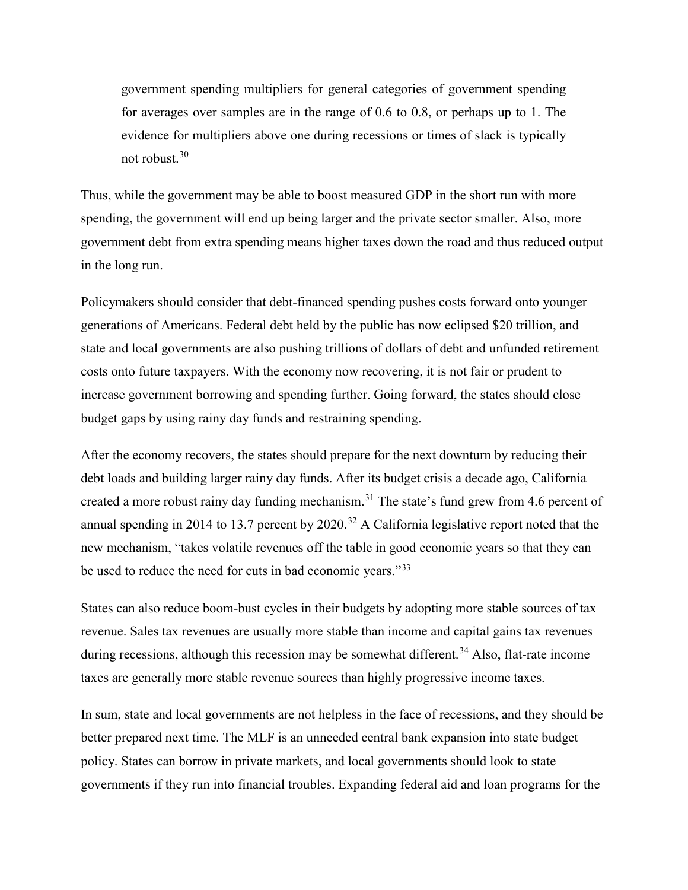> government spending multipliers for general categories of government spending for averages over samples are in the range of 0.6 to 0.8, or perhaps up to 1. The evidence for multipliers above one during recessions or times of slack is typically not robust.[30]

Thus, while the government may be able to boost measured GDP in the short run with more spending, the government will end up being larger and the private sector smaller. Also, more government debt from extra spending means higher taxes down the road and thus reduced output in the long run.

Policymakers should consider that debt-financed spending pushes costs forward onto younger generations of Americans. Federal debt held by the public has now eclipsed $20 trillion, and state and local governments are also pushing trillions of dollars of debt and unfunded retirement costs onto future taxpayers. With the economy now recovering, it is not fair or prudent to increase government borrowing and spending further. Going forward, the states should close budget gaps by using rainy day funds and restraining spending.

After the economy recovers, the states should prepare for the next downturn by reducing their debt loads and building larger rainy day funds. After its budget crisis a decade ago, California created a more robust rainy day funding mechanism.[31] The state's fund grew from 4.6 percent of annual spending in 2014 to 13.7 percent by 2020.[32] A California legislative report noted that the new mechanism, "takes volatile revenues off the table in good economic years so that they can be used to reduce the need for cuts in bad economic years."[33]

States can also reduce boom-bust cycles in their budgets by adopting more stable sources of tax revenue. Sales tax revenues are usually more stable than income and capital gains tax revenues during recessions, although this recession may be somewhat different.[34] Also, flat-rate income taxes are generally more stable revenue sources than highly progressive income taxes.

In sum, state and local governments are not helpless in the face of recessions, and they should be better prepared next time. The MLF is an unneeded central bank expansion into state budget policy. States can borrow in private markets, and local governments should look to state governments if they run into financial troubles. Expanding federal aid and loan programs for the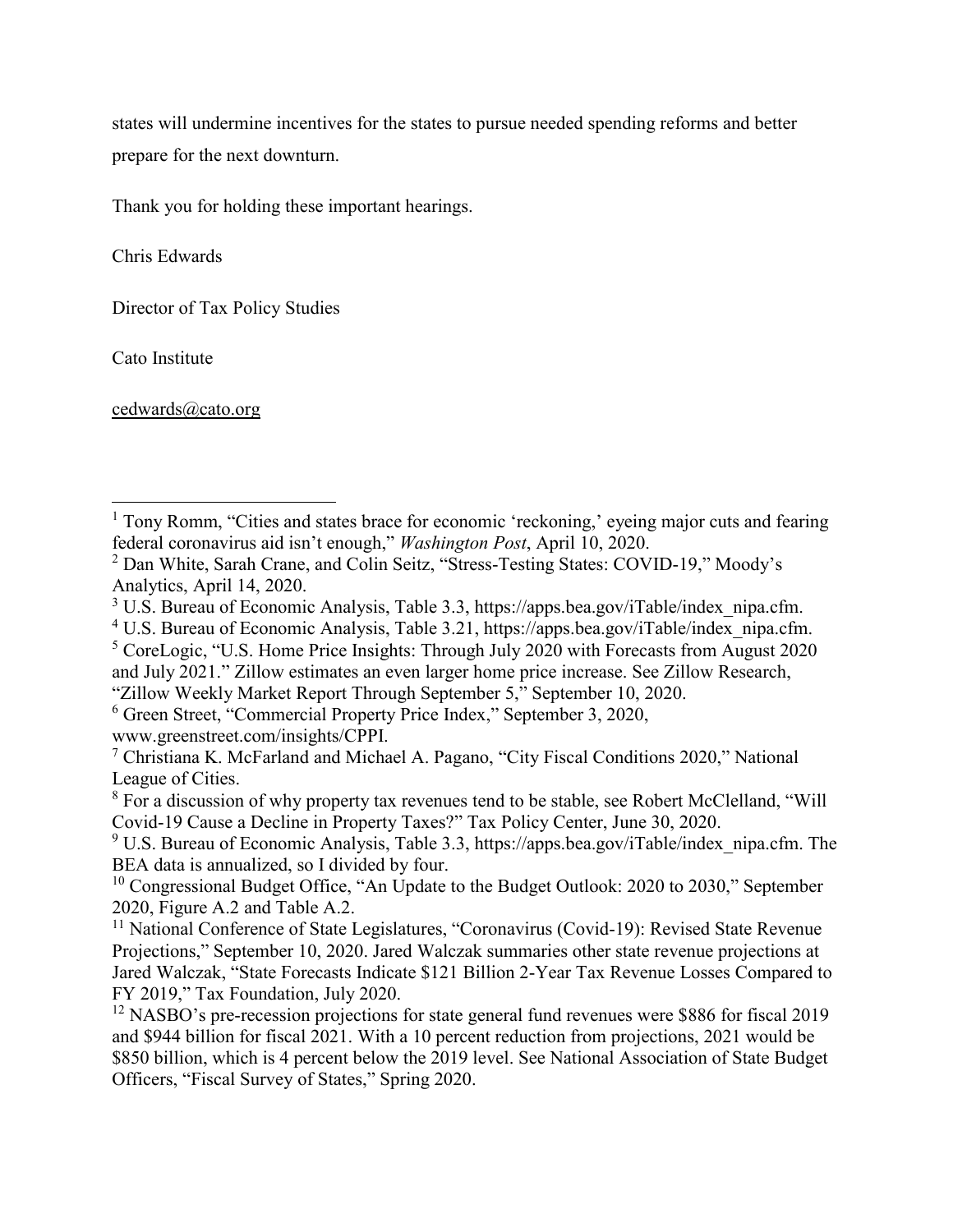states will undermine incentives for the states to pursue needed spending reforms and better prepare for the next downturn.

Thank you for holding these important hearings.

Chris Edwards

Director of Tax Policy Studies

Cato Institute

cedwards@cato.org

---

[1] Tony Romm, "Cities and states brace for economic 'reckoning,' eyeing major cuts and fearing federal coronavirus aid isn't enough," *Washington Post*, April 10, 2020.

[2] Dan White, Sarah Crane, and Colin Seitz, "Stress-Testing States: COVID-19," Moody's Analytics, April 14, 2020.

[3] U.S. Bureau of Economic Analysis, Table 3.3, https://apps.bea.gov/iTable/index_nipa.cfm.

[4] U.S. Bureau of Economic Analysis, Table 3.21, https://apps.bea.gov/iTable/index_nipa.cfm.

[5] CoreLogic, "U.S. Home Price Insights: Through July 2020 with Forecasts from August 2020 and July 2021." Zillow estimates an even larger home price increase. See Zillow Research, "Zillow Weekly Market Report Through September 5," September 10, 2020.

[6] Green Street, "Commercial Property Price Index," September 3, 2020, www.greenstreet.com/insights/CPPI.

[7] Christiana K. McFarland and Michael A. Pagano, "City Fiscal Conditions 2020," National League of Cities.

[8] For a discussion of why property tax revenues tend to be stable, see Robert McClelland, "Will Covid-19 Cause a Decline in Property Taxes?" Tax Policy Center, June 30, 2020.

[9] U.S. Bureau of Economic Analysis, Table 3.3, https://apps.bea.gov/iTable/index_nipa.cfm. The BEA data is annualized, so I divided by four.

[10] Congressional Budget Office, "An Update to the Budget Outlook: 2020 to 2030," September 2020, Figure A.2 and Table A.2.

[11] National Conference of State Legislatures, "Coronavirus (Covid-19): Revised State Revenue Projections," September 10, 2020. Jared Walczak summaries other state revenue projections at Jared Walczak, "State Forecasts Indicate $121 Billion 2-Year Tax Revenue Losses Compared to FY 2019," Tax Foundation, July 2020.

[12] NASBO's pre-recession projections for state general fund revenues were $886 for fiscal 2019 and $944 billion for fiscal 2021. With a 10 percent reduction from projections, 2021 would be $850 billion, which is 4 percent below the 2019 level. See National Association of State Budget Officers, "Fiscal Survey of States," Spring 2020.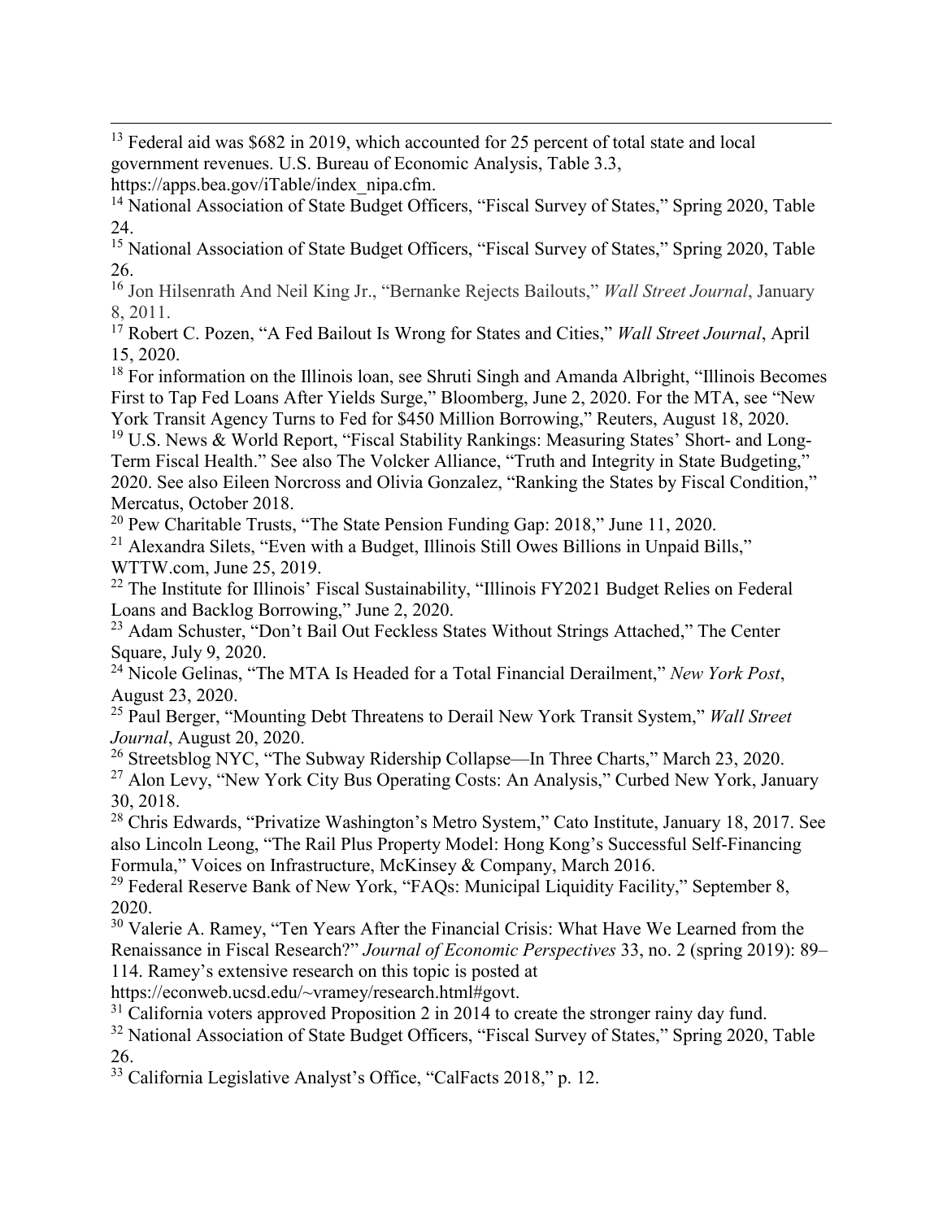[13] Federal aid was $682 in 2019, which accounted for 25 percent of total state and local government revenues. U.S. Bureau of Economic Analysis, Table 3.3, https://apps.bea.gov/iTable/index_nipa.cfm.

[14] National Association of State Budget Officers, "Fiscal Survey of States," Spring 2020, Table 24.

[15] National Association of State Budget Officers, "Fiscal Survey of States," Spring 2020, Table 26.

[16] Jon Hilsenrath And Neil King Jr., "Bernanke Rejects Bailouts," *Wall Street Journal*, January 8, 2011.

[17] Robert C. Pozen, "A Fed Bailout Is Wrong for States and Cities," *Wall Street Journal*, April 15, 2020.

[18] For information on the Illinois loan, see Shruti Singh and Amanda Albright, "Illinois Becomes First to Tap Fed Loans After Yields Surge," Bloomberg, June 2, 2020. For the MTA, see "New York Transit Agency Turns to Fed for $450 Million Borrowing," Reuters, August 18, 2020.

[19] U.S. News & World Report, "Fiscal Stability Rankings: Measuring States' Short- and Long-Term Fiscal Health." See also The Volcker Alliance, "Truth and Integrity in State Budgeting," 2020. See also Eileen Norcross and Olivia Gonzalez, "Ranking the States by Fiscal Condition," Mercatus, October 2018.

[20] Pew Charitable Trusts, "The State Pension Funding Gap: 2018," June 11, 2020.

[21] Alexandra Silets, "Even with a Budget, Illinois Still Owes Billions in Unpaid Bills," WTTW.com, June 25, 2019.

[22] The Institute for Illinois' Fiscal Sustainability, "Illinois FY2021 Budget Relies on Federal Loans and Backlog Borrowing," June 2, 2020.

[23] Adam Schuster, "Don't Bail Out Feckless States Without Strings Attached," The Center Square, July 9, 2020.

[24] Nicole Gelinas, "The MTA Is Headed for a Total Financial Derailment," *New York Post*, August 23, 2020.

[25] Paul Berger, "Mounting Debt Threatens to Derail New York Transit System," *Wall Street Journal*, August 20, 2020.

[26] Streetsblog NYC, "The Subway Ridership Collapse—In Three Charts," March 23, 2020.

[27] Alon Levy, "New York City Bus Operating Costs: An Analysis," Curbed New York, January 30, 2018.

[28] Chris Edwards, "Privatize Washington's Metro System," Cato Institute, January 18, 2017. See also Lincoln Leong, "The Rail Plus Property Model: Hong Kong's Successful Self-Financing Formula," Voices on Infrastructure, McKinsey & Company, March 2016.

[29] Federal Reserve Bank of New York, "FAQs: Municipal Liquidity Facility," September 8, 2020.

[30] Valerie A. Ramey, "Ten Years After the Financial Crisis: What Have We Learned from the Renaissance in Fiscal Research?" *Journal of Economic Perspectives* 33, no. 2 (spring 2019): 89–114. Ramey's extensive research on this topic is posted at https://econweb.ucsd.edu/~vramey/research.html#govt.

[31] California voters approved Proposition 2 in 2014 to create the stronger rainy day fund.

[32] National Association of State Budget Officers, "Fiscal Survey of States," Spring 2020, Table 26.

[33] California Legislative Analyst's Office, "CalFacts 2018," p. 12.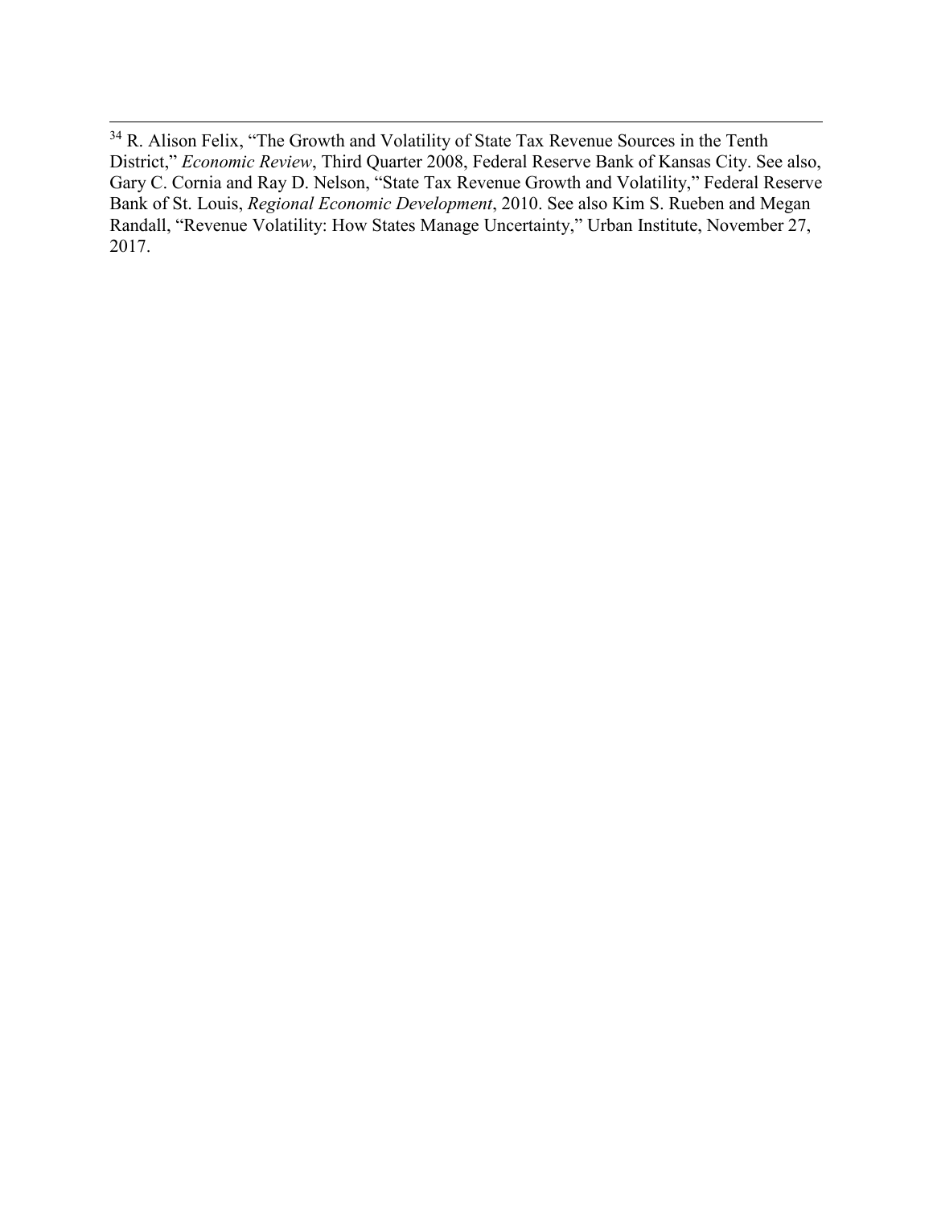[34] R. Alison Felix, "The Growth and Volatility of State Tax Revenue Sources in the Tenth District," *Economic Review*, Third Quarter 2008, Federal Reserve Bank of Kansas City. See also, Gary C. Cornia and Ray D. Nelson, "State Tax Revenue Growth and Volatility," Federal Reserve Bank of St. Louis, *Regional Economic Development*, 2010. See also Kim S. Rueben and Megan Randall, "Revenue Volatility: How States Manage Uncertainty," Urban Institute, November 27, 2017.